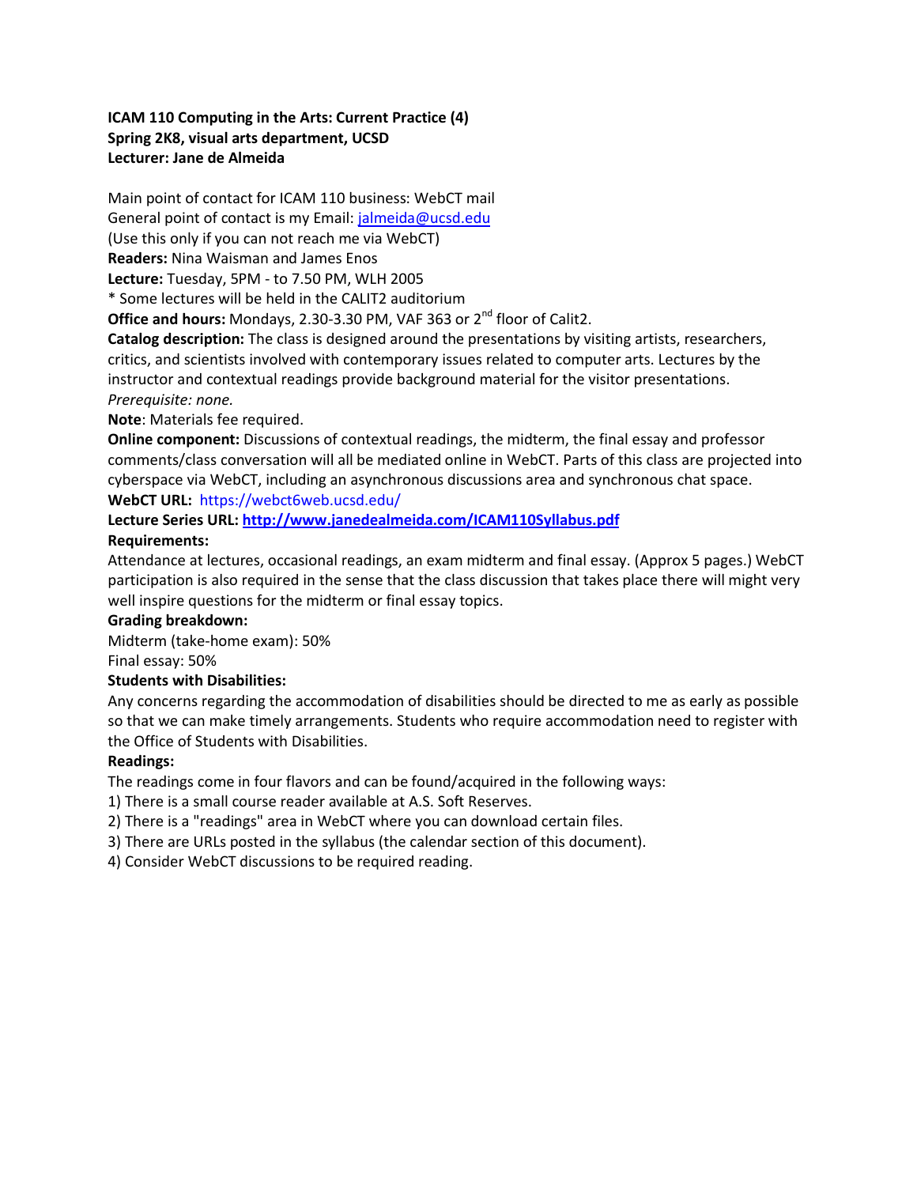**ICAM 110 Computing in the Arts: Current Practice (4)**
**Spring 2K8, visual arts department, UCSD**
**Lecturer: Jane de Almeida**

Main point of contact for ICAM 110 business: WebCT mail
General point of contact is my Email: [jalmeida@ucsd.edu](mailto:jalmeida@ucsd.edu)
(Use this only if you can not reach me via WebCT)
**Readers:** Nina Waisman and James Enos
**Lecture:** Tuesday, 5PM - to 7.50 PM, WLH 2005
* Some lectures will be held in the CALIT2 auditorium
**Office and hours:** Mondays, 2.30-3.30 PM, VAF 363 or 2nd floor of Calit2.
**Catalog description:** The class is designed around the presentations by visiting artists, researchers, critics, and scientists involved with contemporary issues related to computer arts. Lectures by the instructor and contextual readings provide background material for the visitor presentations.
*Prerequisite: none.*
**Note**: Materials fee required.
**Online component:** Discussions of contextual readings, the midterm, the final essay and professor comments/class conversation will all be mediated online in WebCT. Parts of this class are projected into cyberspace via WebCT, including an asynchronous discussions area and synchronous chat space.
**WebCT URL:** https://webct6web.ucsd.edu/
**Lecture Series URL: [http://www.janedealmeida.com/ICAM110Syllabus.pdf](http://www.janedealmeida.com/ICAM110Syllabus.pdf)**
**Requirements:**
Attendance at lectures, occasional readings, an exam midterm and final essay. (Approx 5 pages.) WebCT participation is also required in the sense that the class discussion that takes place there will might very well inspire questions for the midterm or final essay topics.
**Grading breakdown:**
Midterm (take-home exam): 50%
Final essay: 50%
**Students with Disabilities:**
Any concerns regarding the accommodation of disabilities should be directed to me as early as possible so that we can make timely arrangements. Students who require accommodation need to register with the Office of Students with Disabilities.
**Readings:**
The readings come in four flavors and can be found/acquired in the following ways:
1) There is a small course reader available at A.S. Soft Reserves.
2) There is a "readings" area in WebCT where you can download certain files.
3) There are URLs posted in the syllabus (the calendar section of this document).
4) Consider WebCT discussions to be required reading.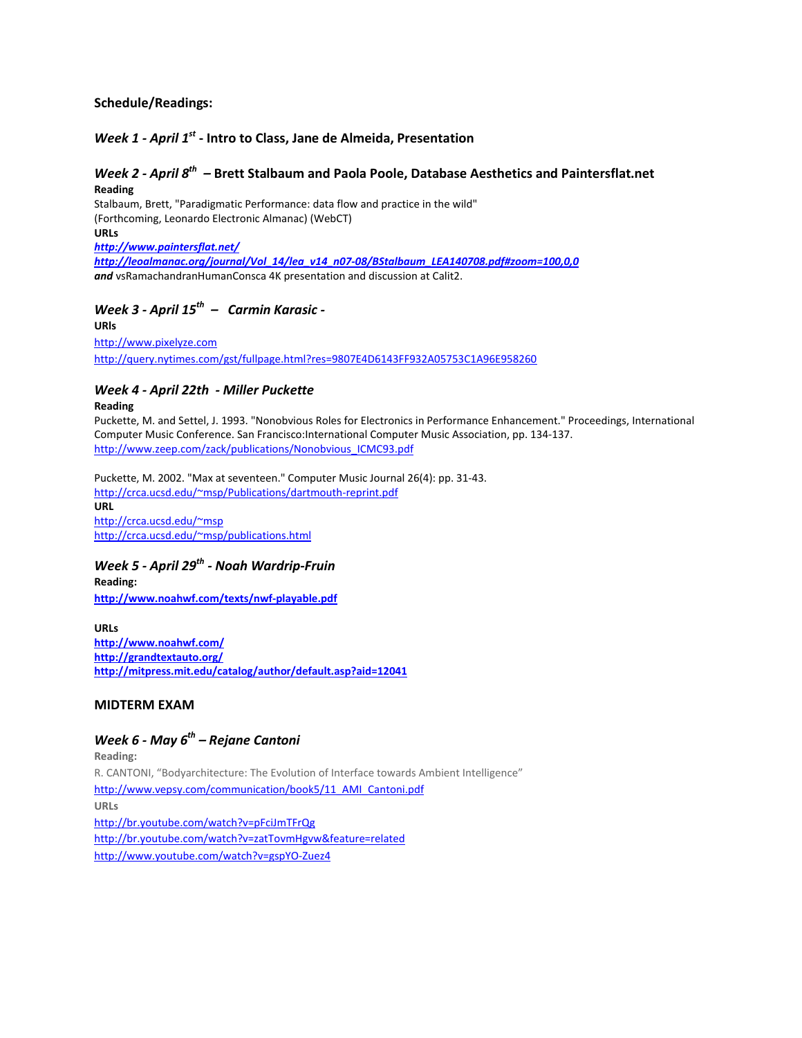**Schedule/Readings:**

### *Week 1 - April 1st* - Intro to Class, Jane de Almeida, Presentation

### *Week 2 - April 8th* – Brett Stalbaum and Paola Poole, Database Aesthetics and Paintersflat.net

**Reading**

Stalbaum, Brett, "Paradigmatic Performance: data flow and practice in the wild" (Forthcoming, Leonardo Electronic Almanac) (WebCT)

**URLs**

***http://www.paintersflat.net/***

***http://leoalmanac.org/journal/Vol_14/lea_v14_n07-08/BStalbaum_LEA140708.pdf#zoom=100,0,0***

***and*** vsRamachandranHumanConsca 4K presentation and discussion at Calit2.

### *Week 3 - April 15th – Carmin Karasic -*

**URls**

http://www.pixelyze.com

http://query.nytimes.com/gst/fullpage.html?res=9807E4D6143FF932A05753C1A96E958260

### *Week 4 - April 22th - Miller Puckette*

**Reading**

Puckette, M. and Settel, J. 1993. "Nonobvious Roles for Electronics in Performance Enhancement." Proceedings, International Computer Music Conference. San Francisco:International Computer Music Association, pp. 134-137.

http://www.zeep.com/zack/publications/Nonobvious_ICMC93.pdf

Puckette, M. 2002. "Max at seventeen." Computer Music Journal 26(4): pp. 31-43.

http://crca.ucsd.edu/~msp/Publications/dartmouth-reprint.pdf

**URL**

http://crca.ucsd.edu/~msp

http://crca.ucsd.edu/~msp/publications.html

### *Week 5 - April 29th - Noah Wardrip-Fruin*

**Reading:**

**http://www.noahwf.com/texts/nwf-playable.pdf**

**URLs**

**http://www.noahwf.com/**

**http://grandtextauto.org/**

**http://mitpress.mit.edu/catalog/author/default.asp?aid=12041**

### MIDTERM EXAM

### *Week 6 - May 6th – Rejane Cantoni*

**Reading:**

R. CANTONI, "Bodyarchitecture: The Evolution of Interface towards Ambient Intelligence"

http://www.vepsy.com/communication/book5/11_AMI_Cantoni.pdf

**URLs**

http://br.youtube.com/watch?v=pFciJmTFrQg

http://br.youtube.com/watch?v=zatTovmHgvw&feature=related

http://www.youtube.com/watch?v=gspYO-Zuez4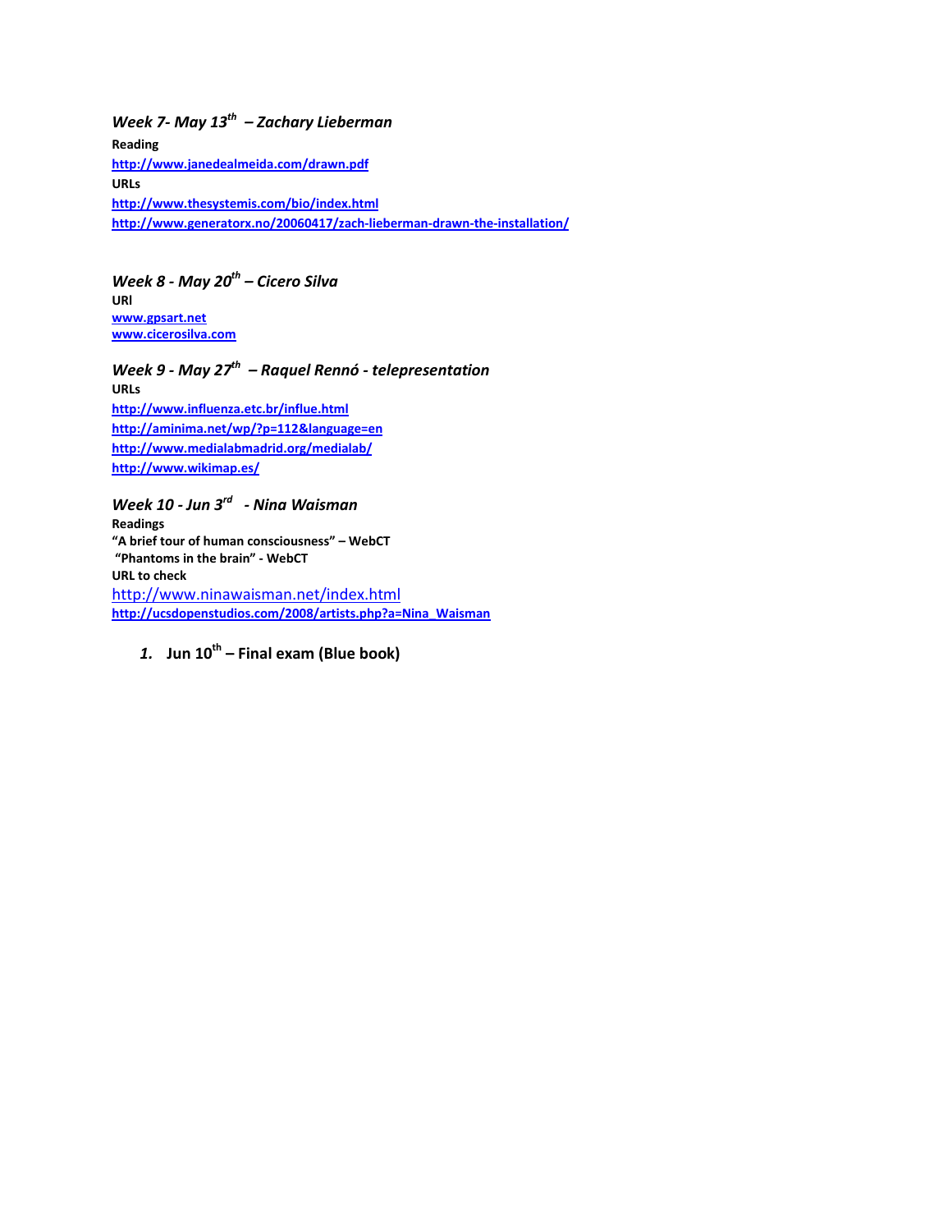### *Week 7- May 13th – Zachary Lieberman*

**Reading**

**http://www.janedealmeida.com/drawn.pdf**

**URLs**

**http://www.thesystemis.com/bio/index.html**

**http://www.generatorx.no/20060417/zach-lieberman-drawn-the-installation/**

### *Week 8 - May 20th – Cicero Silva*

**URl**

**www.gpsart.net**

**www.cicerosilva.com**

### *Week 9 - May 27th – Raquel Rennó - telepresentation*

**URLs**

**http://www.influenza.etc.br/influe.html**

**http://aminima.net/wp/?p=112&language=en**

**http://www.medialabmadrid.org/medialab/**

**http://www.wikimap.es/**

### *Week 10 - Jun 3rd - Nina Waisman*

**Readings**

**"A brief tour of human consciousness" – WebCT**

**"Phantoms in the brain" - WebCT**

**URL to check**

http://www.ninawaisman.net/index.html

**http://ucsdopenstudios.com/2008/artists.php?a=Nina_Waisman**

1. **Jun 10th – Final exam (Blue book)**